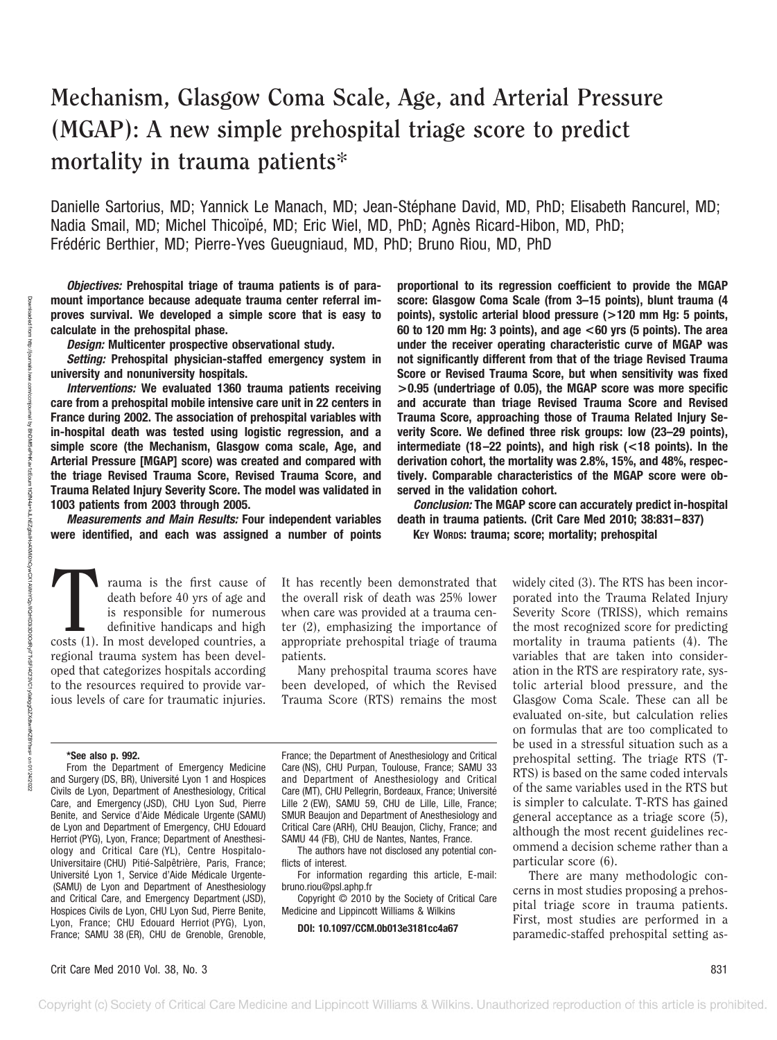# Mechanism, Glasgow Coma Scale, Age, and Arterial Pressure (MGAP): A new simple prehospital triage score to predict mortality in trauma patients*

Danielle Sartorius, MD; Yannick Le Manach, MD; Jean-Stéphane David, MD, PhD; Elisabeth Rancurel, MD; Nadia Smail, MD; Michel Thicoïpé, MD; Eric Wiel, MD, PhD; Agnès Ricard-Hibon, MD, PhD; Frédéric Berthier, MD; Pierre-Yves Gueugniaud, MD, PhD; Bruno Riou, MD, PhD

***Objectives:*** **Prehospital triage of trauma patients is of paramount importance because adequate trauma center referral improves survival. We developed a simple score that is easy to calculate in the prehospital phase.**

***Design:*** **Multicenter prospective observational study.**

***Setting:*** **Prehospital physician-staffed emergency system in university and nonuniversity hospitals.**

***Interventions:*** **We evaluated 1360 trauma patients receiving care from a prehospital mobile intensive care unit in 22 centers in France during 2002. The association of prehospital variables with in-hospital death was tested using logistic regression, and a simple score (the Mechanism, Glasgow coma scale, Age, and Arterial Pressure [MGAP] score) was created and compared with the triage Revised Trauma Score, Revised Trauma Score, and Trauma Related Injury Severity Score. The model was validated in 1003 patients from 2003 through 2005.**

***Measurements and Main Results:*** **Four independent variables were identified, and each was assigned a number of points proportional to its regression coefficient to provide the MGAP score: Glasgow Coma Scale (from 3–15 points), blunt trauma (4 points), systolic arterial blood pressure (>120 mm Hg: 5 points, 60 to 120 mm Hg: 3 points), and age <60 yrs (5 points). The area under the receiver operating characteristic curve of MGAP was not significantly different from that of the triage Revised Trauma Score or Revised Trauma Score, but when sensitivity was fixed >0.95 (undertriage of 0.05), the MGAP score was more specific and accurate than triage Revised Trauma Score and Revised Trauma Score, approaching those of Trauma Related Injury Severity Score. We defined three risk groups: low (23–29 points), intermediate (18–22 points), and high risk (<18 points). In the derivation cohort, the mortality was 2.8%, 15%, and 48%, respectively. Comparable characteristics of the MGAP score were observed in the validation cohort.**

***Conclusion:*** **The MGAP score can accurately predict in-hospital death in trauma patients. (Crit Care Med 2010; 38:831–837)**

**Key Words: trauma; score; mortality; prehospital**

Trauma is the first cause of death before 40 yrs of age and is responsible for numerous definitive handicaps and high costs (1). In most developed countries, a regional trauma system has been developed that categorizes hospitals according to the resources required to provide various levels of care for traumatic injuries. It has recently been demonstrated that the overall risk of death was 25% lower when care was provided at a trauma center (2), emphasizing the importance of appropriate prehospital triage of trauma patients.

Many prehospital trauma scores have been developed, of which the Revised Trauma Score (RTS) remains the most widely cited (3). The RTS has been incorporated into the Trauma Related Injury Severity Score (TRISS), which remains the most recognized score for predicting mortality in trauma patients (4). The variables that are taken into consideration in the RTS are respiratory rate, systolic arterial blood pressure, and the Glasgow Coma Scale. These can all be evaluated on-site, but calculation relies on formulas that are too complicated to be used in a stressful situation such as a prehospital setting. The triage RTS (T-RTS) is based on the same coded intervals of the same variables used in the RTS but is simpler to calculate. T-RTS has gained general acceptance as a triage score (5), although the most recent guidelines recommend a decision scheme rather than a particular score (6).

There are many methodologic concerns in most studies proposing a prehospital triage score in trauma patients. First, most studies are performed in a paramedic-staffed prehospital setting as-

*See also p. 992.

From the Department of Emergency Medicine and Surgery (DS, BR), Université Lyon 1 and Hospices Civils de Lyon, Department of Anesthesiology, Critical Care, and Emergency (JSD), CHU Lyon Sud, Pierre Benite, and Service d'Aide Médicale Urgente (SAMU) de Lyon and Department of Emergency, CHU Edouard Herriot (PYG), Lyon, France; Department of Anesthesiology and Critical Care (YL), Centre Hospitalo-Universitaire (CHU) Pitié-Salpêtrière, Paris, France; Université Lyon 1, Service d'Aide Médicale Urgente- (SAMU) de Lyon and Department of Anesthesiology and Critical Care, and Emergency Department (JSD), Hospices Civils de Lyon, CHU Lyon Sud, Pierre Benite, Lyon, France; CHU Edouard Herriot (PYG), Lyon, France; SAMU 38 (ER), CHU de Grenoble, Grenoble, France; the Department of Anesthesiology and Critical Care (NS), CHU Purpan, Toulouse, France; SAMU 33 and Department of Anesthesiology and Critical Care (MT), CHU Pellegrin, Bordeaux, France; Université Lille 2 (EW), SAMU 59, CHU de Lille, Lille, France; SMUR Beaujon and Department of Anesthesiology and Critical Care (ARH), CHU Beaujon, Clichy, France; and SAMU 44 (FB), CHU de Nantes, Nantes, France.

The authors have not disclosed any potential conflicts of interest.

For information regarding this article, E-mail: bruno.riou@psl.aphp.fr

Copyright © 2010 by the Society of Critical Care Medicine and Lippincott Williams & Wilkins

**DOI: 10.1097/CCM.0b013e3181cc4a67**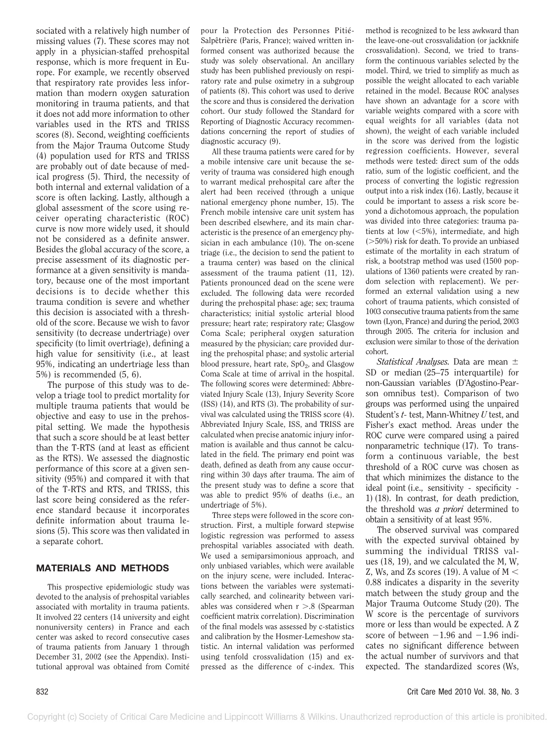sociated with a relatively high number of missing values (7). These scores may not apply in a physician-staffed prehospital response, which is more frequent in Europe. For example, we recently observed that respiratory rate provides less information than modern oxygen saturation monitoring in trauma patients, and that it does not add more information to other variables used in the RTS and TRISS scores (8). Second, weighting coefficients from the Major Trauma Outcome Study (4) population used for RTS and TRISS are probably out of date because of medical progress (5). Third, the necessity of both internal and external validation of a score is often lacking. Lastly, although a global assessment of the score using receiver operating characteristic (ROC) curve is now more widely used, it should not be considered as a definite answer. Besides the global accuracy of the score, a precise assessment of its diagnostic performance at a given sensitivity is mandatory, because one of the most important decisions is to decide whether this trauma condition is severe and whether this decision is associated with a threshold of the score. Because we wish to favor sensitivity (to decrease undertriage) over specificity (to limit overtriage), defining a high value for sensitivity (i.e., at least 95%, indicating an undertriage less than 5%) is recommended (5, 6).

The purpose of this study was to develop a triage tool to predict mortality for multiple trauma patients that would be objective and easy to use in the prehospital setting. We made the hypothesis that such a score should be at least better than the T-RTS (and at least as efficient as the RTS). We assessed the diagnostic performance of this score at a given sensitivity (95%) and compared it with that of the T-RTS and RTS, and TRISS, this last score being considered as the reference standard because it incorporates definite information about trauma lesions (5). This score was then validated in a separate cohort.

## MATERIALS AND METHODS

This prospective epidemiologic study was devoted to the analysis of prehospital variables associated with mortality in trauma patients. It involved 22 centers (14 university and eight nonuniversity centers) in France and each center was asked to record consecutive cases of trauma patients from January 1 through December 31, 2002 (see the Appendix). Institutional approval was obtained from Comité pour la Protection des Personnes Pitié-Salpêtrière (Paris, France); waived written informed consent was authorized because the study was solely observational. An ancillary study has been published previously on respiratory rate and pulse oximetry in a subgroup of patients (8). This cohort was used to derive the score and thus is considered the derivation cohort. Our study followed the Standard for Reporting of Diagnostic Accuracy recommendations concerning the report of studies of diagnostic accuracy (9).

All these trauma patients were cared for by a mobile intensive care unit because the severity of trauma was considered high enough to warrant medical prehospital care after the alert had been received (through a unique national emergency phone number, 15). The French mobile intensive care unit system has been described elsewhere, and its main characteristic is the presence of an emergency physician in each ambulance (10). The on-scene triage (i.e., the decision to send the patient to a trauma center) was based on the clinical assessment of the trauma patient (11, 12). Patients pronounced dead on the scene were excluded. The following data were recorded during the prehospital phase: age; sex; trauma characteristics; initial systolic arterial blood pressure; heart rate; respiratory rate; Glasgow Coma Scale; peripheral oxygen saturation measured by the physician; care provided during the prehospital phase; and systolic arterial blood pressure, heart rate, $SpO_2$, and Glasgow Coma Scale at time of arrival in the hospital. The following scores were determined: Abbreviated Injury Scale (13), Injury Severity Score (ISS) (14), and RTS (3). The probability of survival was calculated using the TRISS score (4). Abbreviated Injury Scale, ISS, and TRISS are calculated when precise anatomic injury information is available and thus cannot be calculated in the field. The primary end point was death, defined as death from any cause occurring within 30 days after trauma. The aim of the present study was to define a score that was able to predict 95% of deaths (i.e., an undertriage of 5%).

Three steps were followed in the score construction. First, a multiple forward stepwise logistic regression was performed to assess prehospital variables associated with death. We used a semiparsimonious approach, and only unbiased variables, which were available on the injury scene, were included. Interactions between the variables were systematically searched, and colinearity between variables was considered when r >.8 (Spearman coefficient matrix correlation). Discrimination of the final models was assessed by c-statistics and calibration by the Hosmer-Lemeshow statistic. An internal validation was performed using tenfold crossvalidation (15) and expressed as the difference of c-index. This method is recognized to be less awkward than the leave-one-out crossvalidation (or jackknife crossvalidation). Second, we tried to transform the continuous variables selected by the model. Third, we tried to simplify as much as possible the weight allocated to each variable retained in the model. Because ROC analyses have shown an advantage for a score with variable weights compared with a score with equal weights for all variables (data not shown), the weight of each variable included in the score was derived from the logistic regression coefficients. However, several methods were tested: direct sum of the odds ratio, sum of the logistic coefficient, and the process of converting the logistic regression output into a risk index (16). Lastly, because it could be important to assess a risk score beyond a dichotomous approach, the population was divided into three categories: trauma patients at low (<5%), intermediate, and high (>50%) risk for death. To provide an unbiased estimate of the mortality in each stratum of risk, a bootstrap method was used (1500 populations of 1360 patients were created by random selection with replacement). We performed an external validation using a new cohort of trauma patients, which consisted of 1003 consecutive trauma patients from the same town (Lyon, France) and during the period, 2003 through 2005. The criteria for inclusion and exclusion were similar to those of the derivation cohort.

*Statistical Analyses.* Data are mean ± SD or median (25–75 interquartile) for non-Gaussian variables (D'Agostino-Pearson omnibus test). Comparison of two groups was performed using the unpaired Student's *t*- test, Mann-Whitney *U* test, and Fisher's exact method. Areas under the ROC curve were compared using a paired nonparametric technique (17). To transform a continuous variable, the best threshold of a ROC curve was chosen as that which minimizes the distance to the ideal point (i.e., sensitivity - specificity - 1) (18). In contrast, for death prediction, the threshold was *a priori* determined to obtain a sensitivity of at least 95%.

The observed survival was compared with the expected survival obtained by summing the individual TRISS values (18, 19), and we calculated the M, W, Z, Ws, and Zs scores (19). A value of M < 0.88 indicates a disparity in the severity match between the study group and the Major Trauma Outcome Study (20). The W score is the percentage of survivors more or less than would be expected. A Z score of between −1.96 and −1.96 indicates no significant difference between the actual number of survivors and that expected. The standardized scores (Ws,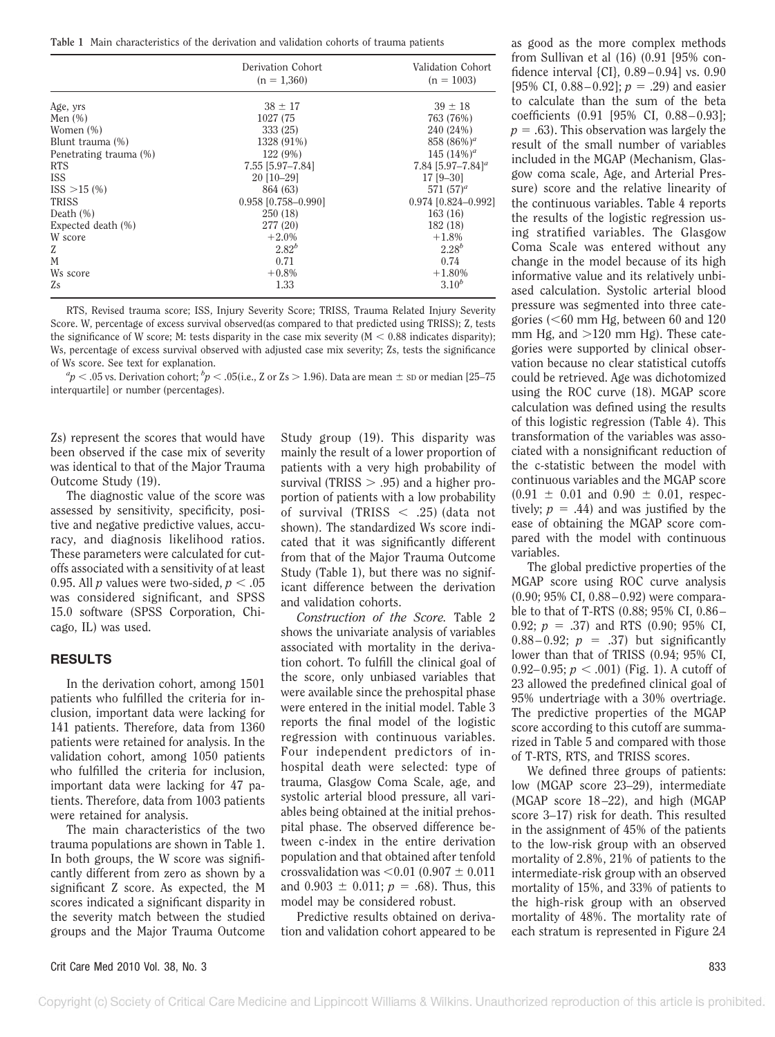**Table 1** Main characteristics of the derivation and validation cohorts of trauma patients

| | Derivation Cohort (n = 1,360) | Validation Cohort (n = 1003) |
|---|---|---|
| Age, yrs | 38 ± 17 | 39 ± 18 |
| Men (%) | 1027 (75 | 763 (76%) |
| Women (%) | 333 (25) | 240 (24%) |
| Blunt trauma (%) | 1328 (91%) | 858 (86%)[a] |
| Penetrating trauma (%) | 122 (9%) | 145 (14%)[a] |
| RTS | 7.55 [5.97–7.84] | 7.84 [5.97–7.84][a] |
| ISS | 20 [10–29] | 17 [9–30] |
| ISS >15 (%) | 864 (63) | 571 (57)[a] |
| TRISS | 0.958 [0.758–0.990] | 0.974 [0.824–0.992] |
| Death (%) | 250 (18) | 163 (16) |
| Expected death (%) | 277 (20) | 182 (18) |
| W score | +2.0% | +1.8% |
| Z | 2.82[b] | 2.28[b] |
| M | 0.71 | 0.74 |
| Ws score | +0.8% | +1.80% |
| Zs | 1.33 | 3.10[b] |

RTS, Revised trauma score; ISS, Injury Severity Score; TRISS, Trauma Related Injury Severity Score. W, percentage of excess survival observed(as compared to that predicted using TRISS); Z, tests the significance of W score; M: tests disparity in the case mix severity (M < 0.88 indicates disparity); Ws, percentage of excess survival observed with adjusted case mix severity; Zs, tests the significance of Ws score. See text for explanation.

[a]$p < .05$ vs. Derivation cohort; [b]$p < .05$(i.e., Z or Zs > 1.96). Data are mean ± SD or median [25–75 interquartile] or number (percentages).

Zs) represent the scores that would have been observed if the case mix of severity was identical to that of the Major Trauma Outcome Study (19).

The diagnostic value of the score was assessed by sensitivity, specificity, positive and negative predictive values, accuracy, and diagnosis likelihood ratios. These parameters were calculated for cutoffs associated with a sensitivity of at least 0.95. All *p* values were two-sided, $p < .05$ was considered significant, and SPSS 15.0 software (SPSS Corporation, Chicago, IL) was used.

## RESULTS

In the derivation cohort, among 1501 patients who fulfilled the criteria for inclusion, important data were lacking for 141 patients. Therefore, data from 1360 patients were retained for analysis. In the validation cohort, among 1050 patients who fulfilled the criteria for inclusion, important data were lacking for 47 patients. Therefore, data from 1003 patients were retained for analysis.

The main characteristics of the two trauma populations are shown in Table 1. In both groups, the W score was significantly different from zero as shown by a significant Z score. As expected, the M scores indicated a significant disparity in the severity match between the studied groups and the Major Trauma Outcome Study group (19). This disparity was mainly the result of a lower proportion of patients with a very high probability of survival (TRISS > .95) and a higher proportion of patients with a low probability of survival (TRISS < .25) (data not shown). The standardized Ws score indicated that it was significantly different from that of the Major Trauma Outcome Study (Table 1), but there was no significant difference between the derivation and validation cohorts.

*Construction of the Score.* Table 2 shows the univariate analysis of variables associated with mortality in the derivation cohort. To fulfill the clinical goal of the score, only unbiased variables that were available since the prehospital phase were entered in the initial model. Table 3 reports the final model of the logistic regression with continuous variables. Four independent predictors of in-hospital death were selected: type of trauma, Glasgow Coma Scale, age, and systolic arterial blood pressure, all variables being obtained at the initial prehospital phase. The observed difference between c-index in the entire derivation population and that obtained after tenfold crossvalidation was <0.01 (0.907 ± 0.011 and 0.903 ± 0.011; $p = .68$). Thus, this model may be considered robust.

Predictive results obtained on derivation and validation cohort appeared to be as good as the more complex methods from Sullivan et al (16) (0.91 [95% confidence interval {CI}, 0.89–0.94] vs. 0.90 [95% CI, 0.88–0.92]; $p = .29$) and easier to calculate than the sum of the beta coefficients (0.91 [95% CI, 0.88–0.93]; $p = .63$). This observation was largely the result of the small number of variables included in the MGAP (Mechanism, Glasgow coma scale, Age, and Arterial Pressure) score and the relative linearity of the continuous variables. Table 4 reports the results of the logistic regression using stratified variables. The Glasgow Coma Scale was entered without any change in the model because of its high informative value and its relatively unbiased calculation. Systolic arterial blood pressure was segmented into three categories (<60 mm Hg, between 60 and 120 mm Hg, and >120 mm Hg). These categories were supported by clinical observation because no clear statistical cutoffs could be retrieved. Age was dichotomized using the ROC curve (18). MGAP score calculation was defined using the results of this logistic regression (Table 4). This transformation of the variables was associated with a nonsignificant reduction of the c-statistic between the model with continuous variables and the MGAP score (0.91 ± 0.01 and 0.90 ± 0.01, respectively; $p = .44$) and was justified by the ease of obtaining the MGAP score compared with the model with continuous variables.

The global predictive properties of the MGAP score using ROC curve analysis (0.90; 95% CI, 0.88–0.92) were comparable to that of T-RTS (0.88; 95% CI, 0.86–0.92; $p = .37$) and RTS (0.90; 95% CI, 0.88–0.92; $p = .37$) but significantly lower than that of TRISS (0.94; 95% CI, 0.92–0.95; $p < .001$) (Fig. 1). A cutoff of 23 allowed the predefined clinical goal of 95% undertriage with a 30% overtriage. The predictive properties of the MGAP score according to this cutoff are summarized in Table 5 and compared with those of T-RTS, RTS, and TRISS scores.

We defined three groups of patients: low (MGAP score 23–29), intermediate (MGAP score 18–22), and high (MGAP score 3–17) risk for death. This resulted in the assignment of 45% of the patients to the low-risk group with an observed mortality of 2.8%, 21% of patients to the intermediate-risk group with an observed mortality of 15%, and 33% of patients to the high-risk group with an observed mortality of 48%. The mortality rate of each stratum is represented in Figure 2*A*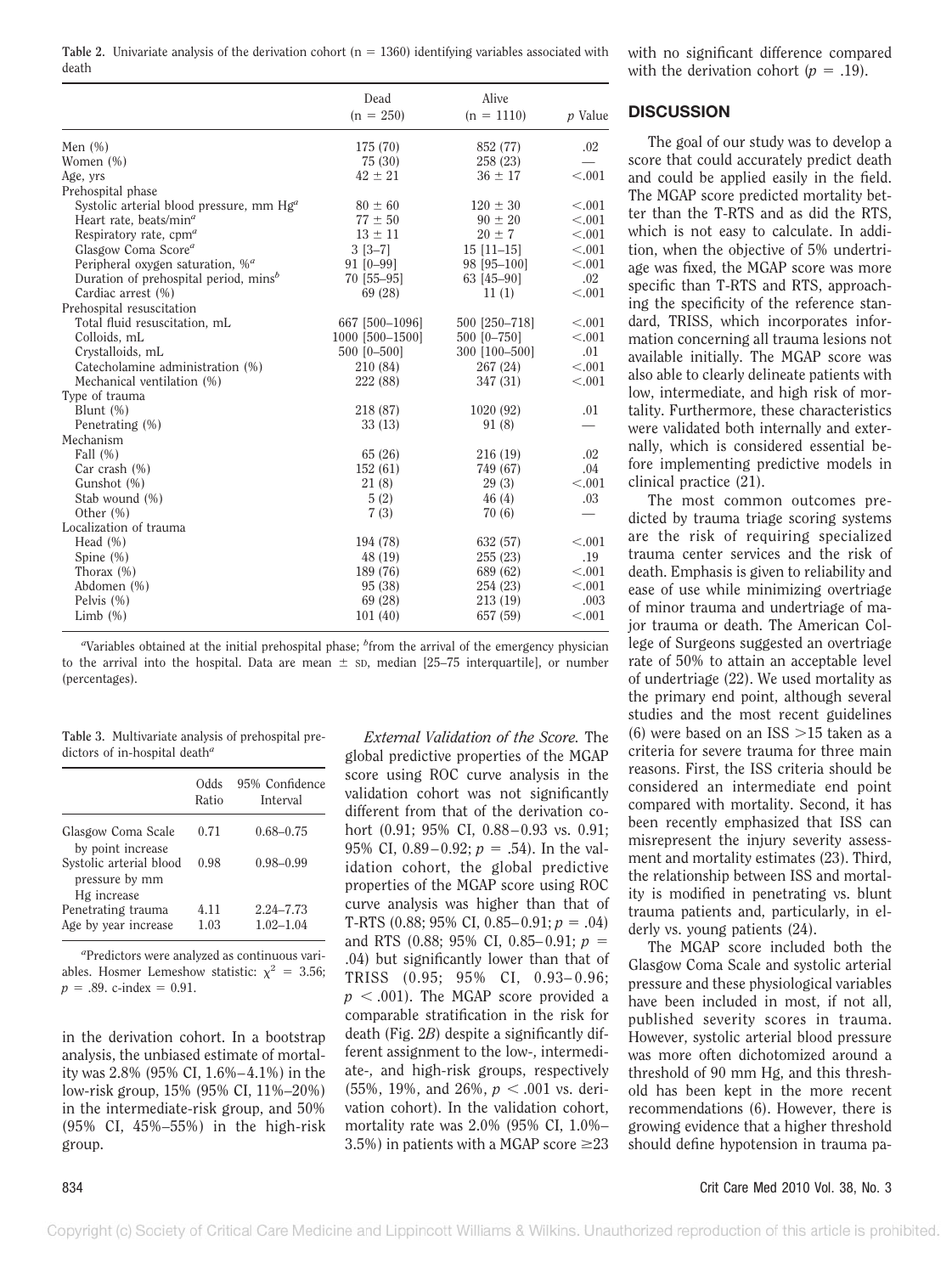**Table 2.** Univariate analysis of the derivation cohort (n = 1360) identifying variables associated with death

| | Dead (n = 250) | Alive (n = 1110) | *p* Value |
|---|---|---|---|
| Men (%) | 175 (70) | 852 (77) | .02 |
| Women (%) | 75 (30) | 258 (23) | — |
| Age, yrs | 42 ± 21 | 36 ± 17 | <.001 |
| Prehospital phase | | | |
| Systolic arterial blood pressure, mm Hg[a] | 80 ± 60 | 120 ± 30 | <.001 |
| Heart rate, beats/min[a] | 77 ± 50 | 90 ± 20 | <.001 |
| Respiratory rate, cpm[a] | 13 ± 11 | 20 ± 7 | <.001 |
| Glasgow Coma Score[a] | 3 [3–7] | 15 [11–15] | <.001 |
| Peripheral oxygen saturation, %[a] | 91 [0–99] | 98 [95–100] | <.001 |
| Duration of prehospital period, mins[b] | 70 [55–95] | 63 [45–90] | .02 |
| Cardiac arrest (%) | 69 (28) | 11 (1) | <.001 |
| Prehospital resuscitation | | | |
| Total fluid resuscitation, mL | 667 [500–1096] | 500 [250–718] | <.001 |
| Colloids, mL | 1000 [500–1500] | 500 [0–750] | <.001 |
| Crystalloids, mL | 500 [0–500] | 300 [100–500] | .01 |
| Catecholamine administration (%) | 210 (84) | 267 (24) | <.001 |
| Mechanical ventilation (%) | 222 (88) | 347 (31) | <.001 |
| Type of trauma | | | |
| Blunt (%) | 218 (87) | 1020 (92) | .01 |
| Penetrating (%) | 33 (13) | 91 (8) | — |
| Mechanism | | | |
| Fall (%) | 65 (26) | 216 (19) | .02 |
| Car crash (%) | 152 (61) | 749 (67) | .04 |
| Gunshot (%) | 21 (8) | 29 (3) | <.001 |
| Stab wound (%) | 5 (2) | 46 (4) | .03 |
| Other (%) | 7 (3) | 70 (6) | — |
| Localization of trauma | | | |
| Head (%) | 194 (78) | 632 (57) | <.001 |
| Spine (%) | 48 (19) | 255 (23) | .19 |
| Thorax (%) | 189 (76) | 689 (62) | <.001 |
| Abdomen (%) | 95 (38) | 254 (23) | <.001 |
| Pelvis (%) | 69 (28) | 213 (19) | .003 |
| Limb (%) | 101 (40) | 657 (59) | <.001 |

[a]Variables obtained at the initial prehospital phase; [b]from the arrival of the emergency physician to the arrival into the hospital. Data are mean ± SD, median [25–75 interquartile], or number (percentages).

**Table 3.** Multivariate analysis of prehospital predictors of in-hospital death[a]

| | Odds Ratio | 95% Confidence Interval |
|---|---|---|
| Glasgow Coma Scale by point increase | 0.71 | 0.68–0.75 |
| Systolic arterial blood pressure by mm Hg increase | 0.98 | 0.98–0.99 |
| Penetrating trauma | 4.11 | 2.24–7.73 |
| Age by year increase | 1.03 | 1.02–1.04 |

[a]Predictors were analyzed as continuous variables. Hosmer Lemeshow statistic: $\chi^2 = 3.56$; $p = .89$. c-index = 0.91.

in the derivation cohort. In a bootstrap analysis, the unbiased estimate of mortality was 2.8% (95% CI, 1.6%–4.1%) in the low-risk group, 15% (95% CI, 11%–20%) in the intermediate-risk group, and 50% (95% CI, 45%–55%) in the high-risk group.

*External Validation of the Score.* The global predictive properties of the MGAP score using ROC curve analysis in the validation cohort was not significantly different from that of the derivation cohort (0.91; 95% CI, 0.88–0.93 vs. 0.91; 95% CI, 0.89–0.92; $p = .54$). In the validation cohort, the global predictive properties of the MGAP score using ROC curve analysis was higher than that of T-RTS (0.88; 95% CI, 0.85–0.91; $p = .04$) and RTS (0.88; 95% CI, 0.85–0.91; $p = .04$) but significantly lower than that of TRISS (0.95; 95% CI, 0.93–0.96; $p < .001$). The MGAP score provided a comparable stratification in the risk for death (Fig. 2*B*) despite a significantly different assignment to the low-, intermediate-, and high-risk groups, respectively (55%, 19%, and 26%, $p < .001$ vs. derivation cohort). In the validation cohort, mortality rate was 2.0% (95% CI, 1.0%–3.5%) in patients with a MGAP score ≥23 with no significant difference compared with the derivation cohort ($p = .19$).

## DISCUSSION

The goal of our study was to develop a score that could accurately predict death and could be applied easily in the field. The MGAP score predicted mortality better than the T-RTS and as did the RTS, which is not easy to calculate. In addition, when the objective of 5% undertriage was fixed, the MGAP score was more specific than T-RTS and RTS, approaching the specificity of the reference standard, TRISS, which incorporates information concerning all trauma lesions not available initially. The MGAP score was also able to clearly delineate patients with low, intermediate, and high risk of mortality. Furthermore, these characteristics were validated both internally and externally, which is considered essential before implementing predictive models in clinical practice (21).

The most common outcomes predicted by trauma triage scoring systems are the risk of requiring specialized trauma center services and the risk of death. Emphasis is given to reliability and ease of use while minimizing overtriage of minor trauma and undertriage of major trauma or death. The American College of Surgeons suggested an overtriage rate of 50% to attain an acceptable level of undertriage (22). We used mortality as the primary end point, although several studies and the most recent guidelines (6) were based on an ISS >15 taken as a criteria for severe trauma for three main reasons. First, the ISS criteria should be considered an intermediate end point compared with mortality. Second, it has been recently emphasized that ISS can misrepresent the injury severity assessment and mortality estimates (23). Third, the relationship between ISS and mortality is modified in penetrating vs. blunt trauma patients and, particularly, in elderly vs. young patients (24).

The MGAP score included both the Glasgow Coma Scale and systolic arterial pressure and these physiological variables have been included in most, if not all, published severity scores in trauma. However, systolic arterial blood pressure was more often dichotomized around a threshold of 90 mm Hg, and this threshold has been kept in the more recent recommendations (6). However, there is growing evidence that a higher threshold should define hypotension in trauma pa-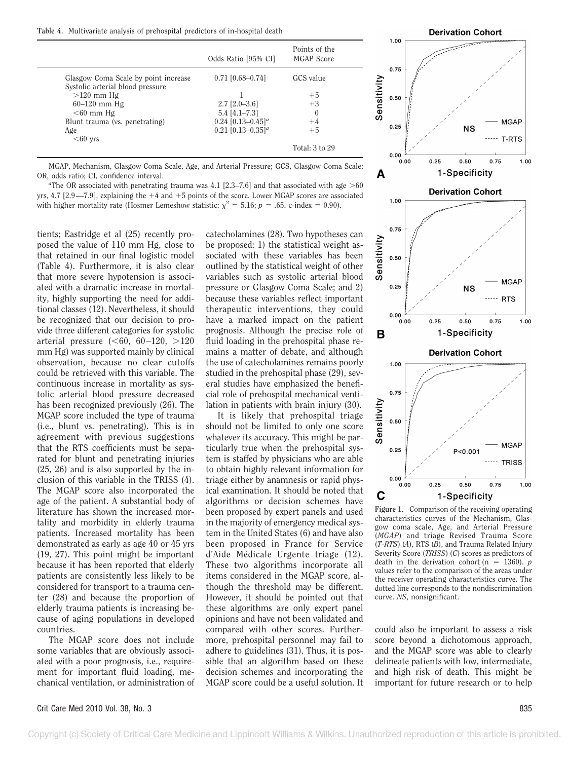Table 4. Multivariate analysis of prehospital predictors of in-hospital death

| | Odds Ratio [95% CI] | Points of the MGAP Score |
|---|---|---|
| Glasgow Coma Scale by point increase | 0.71 [0.68–0.74] | GCS value |
| Systolic arterial blood pressure | | |
| >120 mm Hg | 1 | +5 |
| 60–120 mm Hg | 2.7 [2.0–3.6] | +3 |
| <60 mm Hg | 5.4 [4.1–7.3] | 0 |
| Blunt trauma (vs. penetrating) | 0.24 [0.13–0.45][a] | +4 |
| Age | 0.21 [0.13–0.35][a] | +5 |
| <60 yrs | | |
| | | Total: 3 to 29 |

MGAP, Mechanism, Glasgow Coma Scale, Age, and Arterial Pressure; GCS, Glasgow Coma Scale; OR, odds ratio; CI, confidence interval.

[a]The OR associated with penetrating trauma was 4.1 [2.3–7.6] and that associated with age >60 yrs, 4.7 [2.9—7.9], explaining the +4 and +5 points of the score. Lower MGAP scores are associated with higher mortality rate (Hosmer Lemeshow statistic: $\chi^2 = 5.16$; $p = .65$. c-index = 0.90).

tients; Eastridge et al (25) recently proposed the value of 110 mm Hg, close to that retained in our final logistic model (Table 4). Furthermore, it is also clear that more severe hypotension is associated with a dramatic increase in mortality, highly supporting the need for additional classes (12). Nevertheless, it should be recognized that our decision to provide three different categories for systolic arterial pressure (<60, 60–120, >120 mm Hg) was supported mainly by clinical observation, because no clear cutoffs could be retrieved with this variable. The continuous increase in mortality as systolic arterial blood pressure decreased has been recognized previously (26). The MGAP score included the type of trauma (i.e., blunt vs. penetrating). This is in agreement with previous suggestions that the RTS coefficients must be separated for blunt and penetrating injuries (25, 26) and is also supported by the inclusion of this variable in the TRISS (4). The MGAP score also incorporated the age of the patient. A substantial body of literature has shown the increased mortality and morbidity in elderly trauma patients. Increased mortality has been demonstrated as early as age 40 or 45 yrs (19, 27). This point might be important because it has been reported that elderly patients are consistently less likely to be considered for transport to a trauma center (28) and because the proportion of elderly trauma patients is increasing because of aging populations in developed countries.

The MGAP score does not include some variables that are obviously associated with a poor prognosis, i.e., requirement for important fluid loading, mechanical ventilation, or administration of catecholamines (28). Two hypotheses can be proposed: 1) the statistical weight associated with these variables has been outlined by the statistical weight of other variables such as systolic arterial blood pressure or Glasgow Coma Scale; and 2) because these variables reflect important therapeutic interventions, they could have a marked impact on the patient prognosis. Although the precise role of fluid loading in the prehospital phase remains a matter of debate, and although the use of catecholamines remains poorly studied in the prehospital phase (29), several studies have emphasized the beneficial role of prehospital mechanical ventilation in patients with brain injury (30).

It is likely that prehospital triage should not be limited to only one score whatever its accuracy. This might be particularly true when the prehospital system is staffed by physicians who are able to obtain highly relevant information for triage either by anamnesis or rapid physical examination. It should be noted that algorithms or decision schemes have been proposed by expert panels and used in the majority of emergency medical system in the United States (6) and have also been proposed in France for Service d'Aide Médicale Urgente triage (12). These two algorithms incorporate all items considered in the MGAP score, although the threshold may be different. However, it should be pointed out that these algorithms are only expert panel opinions and have not been validated and compared with other scores. Furthermore, prehospital personnel may fail to adhere to guidelines (31). Thus, it is possible that an algorithm based on these decision schemes and incorporating the MGAP score could be a useful solution. It could also be important to assess a risk score beyond a dichotomous approach, and the MGAP score was able to clearly delineate patients with low, intermediate, and high risk of death. This might be important for future research or to help

Figure 1. Comparison of the receiving operating characteristics curves of the Mechanism, Glasgow coma scale, Age, and Arterial Pressure (*MGAP*) and triage Revised Trauma Score (*T-RTS*) (*A*), RTS (*B*), and Trauma Related Injury Severity Score (*TRISS*) (*C*) scores as predictors of death in the derivation cohort (n = 1360). $p$ values refer to the comparison of the areas under the receiver operating characteristics curve. The dotted line corresponds to the nondiscrimination curve. *NS*, nonsignificant.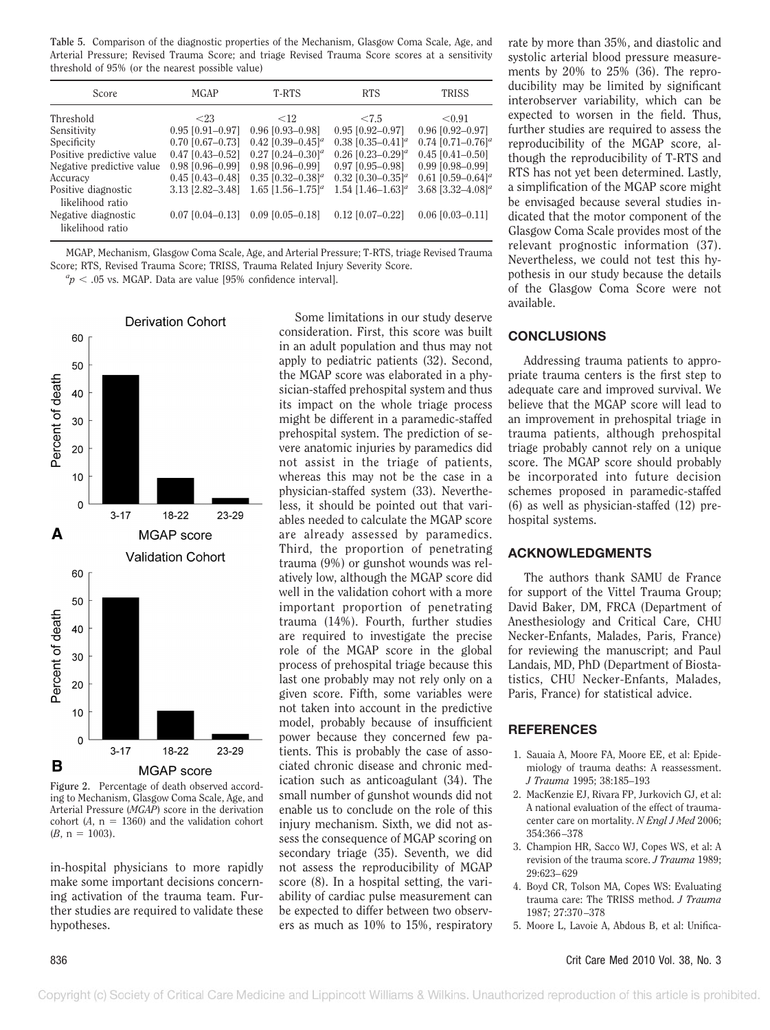**Table 5.** Comparison of the diagnostic properties of the Mechanism, Glasgow Coma Scale, Age, and Arterial Pressure; Revised Trauma Score; and triage Revised Trauma Score scores at a sensitivity threshold of 95% (or the nearest possible value)

| Score | MGAP | T-RTS | RTS | TRISS |
|---|---|---|---|---|
| Threshold | <23 | <12 | <7.5 | <0.91 |
| Sensitivity | 0.95 [0.91–0.97] | 0.96 [0.93–0.98] | 0.95 [0.92–0.97] | 0.96 [0.92–0.97] |
| Specificity | 0.70 [0.67–0.73] | 0.42 [0.39–0.45][a] | 0.38 [0.35–0.41][a] | 0.74 [0.71–0.76][a] |
| Positive predictive value | 0.47 [0.43–0.52] | 0.27 [0.24–0.30][a] | 0.26 [0.23–0.29][a] | 0.45 [0.41–0.50] |
| Negative predictive value | 0.98 [0.96–0.99] | 0.98 [0.96–0.99] | 0.97 [0.95–0.98] | 0.99 [0.98–0.99] |
| Accuracy | 0.45 [0.43–0.48] | 0.35 [0.32–0.38][a] | 0.32 [0.30–0.35][a] | 0.61 [0.59–0.64][a] |
| Positive diagnostic likelihood ratio | 3.13 [2.82–3.48] | 1.65 [1.56–1.75][a] | 1.54 [1.46–1.63][a] | 3.68 [3.32–4.08][a] |
| Negative diagnostic likelihood ratio | 0.07 [0.04–0.13] | 0.09 [0.05–0.18] | 0.12 [0.07–0.22] | 0.06 [0.03–0.11] |

MGAP, Mechanism, Glasgow Coma Scale, Age, and Arterial Pressure; T-RTS, triage Revised Trauma Score; RTS, Revised Trauma Score; TRISS, Trauma Related Injury Severity Score.

[a] $p < .05$ vs. MGAP. Data are value [95% confidence interval].

Figure 2. Percentage of death observed according to Mechanism, Glasgow Coma Scale, Age, and Arterial Pressure (*MGAP*) score in the derivation cohort (*A*, n = 1360) and the validation cohort (*B*, n = 1003).

in-hospital physicians to more rapidly make some important decisions concerning activation of the trauma team. Further studies are required to validate these hypotheses.

Some limitations in our study deserve consideration. First, this score was built in an adult population and thus may not apply to pediatric patients (32). Second, the MGAP score was elaborated in a physician-staffed prehospital system and thus its impact on the whole triage process might be different in a paramedic-staffed prehospital system. The prediction of severe anatomic injuries by paramedics did not assist in the triage of patients, whereas this may not be the case in a physician-staffed system (33). Nevertheless, it should be pointed out that variables needed to calculate the MGAP score are already assessed by paramedics. Third, the proportion of penetrating trauma (9%) or gunshot wounds was relatively low, although the MGAP score did well in the validation cohort with a more important proportion of penetrating trauma (14%). Fourth, further studies are required to investigate the precise role of the MGAP score in the global process of prehospital triage because this last one probably may not rely only on a given score. Fifth, some variables were not taken into account in the predictive model, probably because of insufficient power because they concerned few patients. This is probably the case of associated chronic disease and chronic medication such as anticoagulant (34). The small number of gunshot wounds did not enable us to conclude on the role of this injury mechanism. Sixth, we did not assess the consequence of MGAP scoring on secondary triage (35). Seventh, we did not assess the reproducibility of MGAP score (8). In a hospital setting, the variability of cardiac pulse measurement can be expected to differ between two observers as much as 10% to 15%, respiratory rate by more than 35%, and diastolic and systolic arterial blood pressure measurements by 20% to 25% (36). The reproducibility may be limited by significant interobserver variability, which can be expected to worsen in the field. Thus, further studies are required to assess the reproducibility of the MGAP score, although the reproducibility of T-RTS and RTS has not yet been determined. Lastly, a simplification of the MGAP score might be envisaged because several studies indicated that the motor component of the Glasgow Coma Scale provides most of the relevant prognostic information (37). Nevertheless, we could not test this hypothesis in our study because the details of the Glasgow Coma Score were not available.

## CONCLUSIONS

Addressing trauma patients to appropriate trauma centers is the first step to adequate care and improved survival. We believe that the MGAP score will lead to an improvement in prehospital triage in trauma patients, although prehospital triage probably cannot rely on a unique score. The MGAP score should probably be incorporated into future decision schemes proposed in paramedic-staffed (6) as well as physician-staffed (12) prehospital systems.

## ACKNOWLEDGMENTS

The authors thank SAMU de France for support of the Vittel Trauma Group; David Baker, DM, FRCA (Department of Anesthesiology and Critical Care, CHU Necker-Enfants, Malades, Paris, France) for reviewing the manuscript; and Paul Landais, MD, PhD (Department of Biostatistics, CHU Necker-Enfants, Malades, Paris, France) for statistical advice.

## REFERENCES

1. Sauaia A, Moore FA, Moore EE, et al: Epidemiology of trauma deaths: A reassessment. *J Trauma* 1995; 38:185–193
2. MacKenzie EJ, Rivara FP, Jurkovich GJ, et al: A national evaluation of the effect of trauma-center care on mortality. *N Engl J Med* 2006; 354:366–378
3. Champion HR, Sacco WJ, Copes WS, et al: A revision of the trauma score. *J Trauma* 1989; 29:623–629
4. Boyd CR, Tolson MA, Copes WS: Evaluating trauma care: The TRISS method. *J Trauma* 1987; 27:370–378
5. Moore L, Lavoie A, Abdous B, et al: Unifica-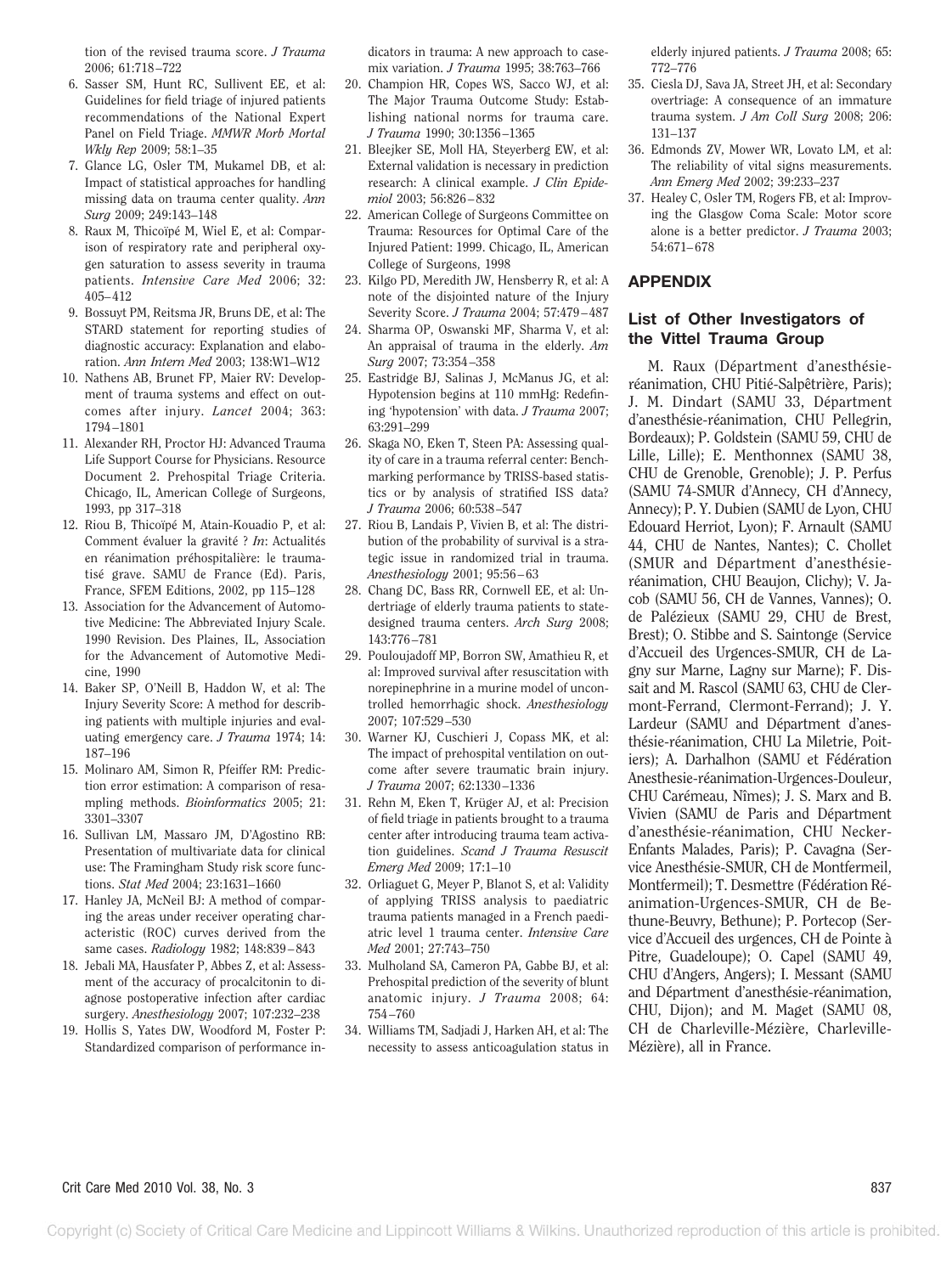tion of the revised trauma score. *J Trauma* 2006; 61:718–722

6. Sasser SM, Hunt RC, Sullivent EE, et al: Guidelines for field triage of injured patients recommendations of the National Expert Panel on Field Triage. *MMWR Morb Mortal Wkly Rep* 2009; 58:1–35
7. Glance LG, Osler TM, Mukamel DB, et al: Impact of statistical approaches for handling missing data on trauma center quality. *Ann Surg* 2009; 249:143–148
8. Raux M, Thicoïpé M, Wiel E, et al: Comparison of respiratory rate and peripheral oxygen saturation to assess severity in trauma patients. *Intensive Care Med* 2006; 32: 405–412
9. Bossuyt PM, Reitsma JR, Bruns DE, et al: The STARD statement for reporting studies of diagnostic accuracy: Explanation and elaboration. *Ann Intern Med* 2003; 138:W1–W12
10. Nathens AB, Brunet FP, Maier RV: Development of trauma systems and effect on outcomes after injury. *Lancet* 2004; 363: 1794–1801
11. Alexander RH, Proctor HJ: Advanced Trauma Life Support Course for Physicians. Resource Document 2. Prehospital Triage Criteria. Chicago, IL, American College of Surgeons, 1993, pp 317–318
12. Riou B, Thicoïpé M, Atain-Kouadio P, et al: Comment évaluer la gravité ? *In*: Actualités en réanimation préhospitalière: le traumatisé grave. SAMU de France (Ed). Paris, France, SFEM Editions, 2002, pp 115–128
13. Association for the Advancement of Automotive Medicine: The Abbreviated Injury Scale. 1990 Revision. Des Plaines, IL, Association for the Advancement of Automotive Medicine, 1990
14. Baker SP, O'Neill B, Haddon W, et al: The Injury Severity Score: A method for describing patients with multiple injuries and evaluating emergency care. *J Trauma* 1974; 14: 187–196
15. Molinaro AM, Simon R, Pfeiffer RM: Prediction error estimation: A comparison of resampling methods. *Bioinformatics* 2005; 21: 3301–3307
16. Sullivan LM, Massaro JM, D'Agostino RB: Presentation of multivariate data for clinical use: The Framingham Study risk score functions. *Stat Med* 2004; 23:1631–1660
17. Hanley JA, McNeil BJ: A method of comparing the areas under receiver operating characteristic (ROC) curves derived from the same cases. *Radiology* 1982; 148:839–843
18. Jebali MA, Hausfater P, Abbes Z, et al: Assessment of the accuracy of procalcitonin to diagnose postoperative infection after cardiac surgery. *Anesthesiology* 2007; 107:232–238
19. Hollis S, Yates DW, Woodford M, Foster P: Standardized comparison of performance indicators in trauma: A new approach to casemix variation. *J Trauma* 1995; 38:763–766
20. Champion HR, Copes WS, Sacco WJ, et al: The Major Trauma Outcome Study: Establishing national norms for trauma care. *J Trauma* 1990; 30:1356–1365
21. Bleejker SE, Moll HA, Steyerberg EW, et al: External validation is necessary in prediction research: A clinical example. *J Clin Epidemiol* 2003; 56:826–832
22. American College of Surgeons Committee on Trauma: Resources for Optimal Care of the Injured Patient: 1999. Chicago, IL, American College of Surgeons, 1998
23. Kilgo PD, Meredith JW, Hensberry R, et al: A note of the disjointed nature of the Injury Severity Score. *J Trauma* 2004; 57:479–487
24. Sharma OP, Oswanski MF, Sharma V, et al: An appraisal of trauma in the elderly. *Am Surg* 2007; 73:354–358
25. Eastridge BJ, Salinas J, McManus JG, et al: Hypotension begins at 110 mmHg: Redefining 'hypotension' with data. *J Trauma* 2007; 63:291–299
26. Skaga NO, Eken T, Steen PA: Assessing quality of care in a trauma referral center: Benchmarking performance by TRISS-based statistics or by analysis of stratified ISS data? *J Trauma* 2006; 60:538–547
27. Riou B, Landais P, Vivien B, et al: The distribution of the probability of survival is a strategic issue in randomized trial in trauma. *Anesthesiology* 2001; 95:56–63
28. Chang DC, Bass RR, Cornwell EE, et al: Undertriage of elderly trauma patients to state-designed trauma centers. *Arch Surg* 2008; 143:776–781
29. Pouloujadoff MP, Borron SW, Amathieu R, et al: Improved survival after resuscitation with norepinephrine in a murine model of uncontrolled hemorrhagic shock. *Anesthesiology* 2007; 107:529–530
30. Warner KJ, Cuschieri J, Copass MK, et al: The impact of prehospital ventilation on outcome after severe traumatic brain injury. *J Trauma* 2007; 62:1330–1336
31. Rehn M, Eken T, Krüger AJ, et al: Precision of field triage in patients brought to a trauma center after introducing trauma team activation guidelines. *Scand J Trauma Resuscit Emerg Med* 2009; 17:1–10
32. Orliaguet G, Meyer P, Blanot S, et al: Validity of applying TRISS analysis to paediatric trauma patients managed in a French paediatric level 1 trauma center. *Intensive Care Med* 2001; 27:743–750
33. Mulholand SA, Cameron PA, Gabbe BJ, et al: Prehospital prediction of the severity of blunt anatomic injury. *J Trauma* 2008; 64: 754–760
34. Williams TM, Sadjadi J, Harken AH, et al: The necessity to assess anticoagulation status in elderly injured patients. *J Trauma* 2008; 65: 772–776
35. Ciesla DJ, Sava JA, Street JH, et al: Secondary overtriage: A consequence of an immature trauma system. *J Am Coll Surg* 2008; 206: 131–137
36. Edmonds ZV, Mower WR, Lovato LM, et al: The reliability of vital signs measurements. *Ann Emerg Med* 2002; 39:233–237
37. Healey C, Osler TM, Rogers FB, et al: Improving the Glasgow Coma Scale: Motor score alone is a better predictor. *J Trauma* 2003; 54:671–678

## APPENDIX

### List of Other Investigators of the Vittel Trauma Group

M. Raux (Départment d'anesthésie-réanimation, CHU Pitié-Salpêtrière, Paris); J. M. Dindart (SAMU 33, Départment d'anesthésie-réanimation, CHU Pellegrin, Bordeaux); P. Goldstein (SAMU 59, CHU de Lille, Lille); E. Menthonnex (SAMU 38, CHU de Grenoble, Grenoble); J. P. Perfus (SAMU 74-SMUR d'Annecy, CH d'Annecy, Annecy); P. Y. Dubien (SAMU de Lyon, CHU Edouard Herriot, Lyon); F. Arnault (SAMU 44, CHU de Nantes, Nantes); C. Chollet (SMUR and Départment d'anesthésie-réanimation, CHU Beaujon, Clichy); V. Jacob (SAMU 56, CH de Vannes, Vannes); O. de Palézieux (SAMU 29, CHU de Brest, Brest); O. Stibbe and S. Saintonge (Service d'Accueil des Urgences-SMUR, CH de Lagny sur Marne, Lagny sur Marne); F. Dissait and M. Rascol (SAMU 63, CHU de Clermont-Ferrand, Clermont-Ferrand); J. Y. Lardeur (SAMU and Départment d'anesthésie-réanimation, CHU La Miletrie, Poitiers); A. Darhalhon (SAMU et Fédération Anesthesie-réanimation-Urgences-Douleur, CHU Carémeau, Nîmes); J. S. Marx and B. Vivien (SAMU de Paris and Départment d'anesthésie-réanimation, CHU Necker-Enfants Malades, Paris); P. Cavagna (Service Anesthésie-SMUR, CH de Montfermeil, Montfermeil); T. Desmettre (Fédération Réanimation-Urgences-SMUR, CH de Bethune-Beuvry, Bethune); P. Portecop (Service d'Accueil des urgences, CH de Pointe à Pitre, Guadeloupe); O. Capel (SAMU 49, CHU d'Angers, Angers); I. Messant (SAMU and Départment d'anesthésie-réanimation, CHU, Dijon); and M. Maget (SAMU 08, CH de Charleville-Mézière, Charleville-Mézière), all in France.